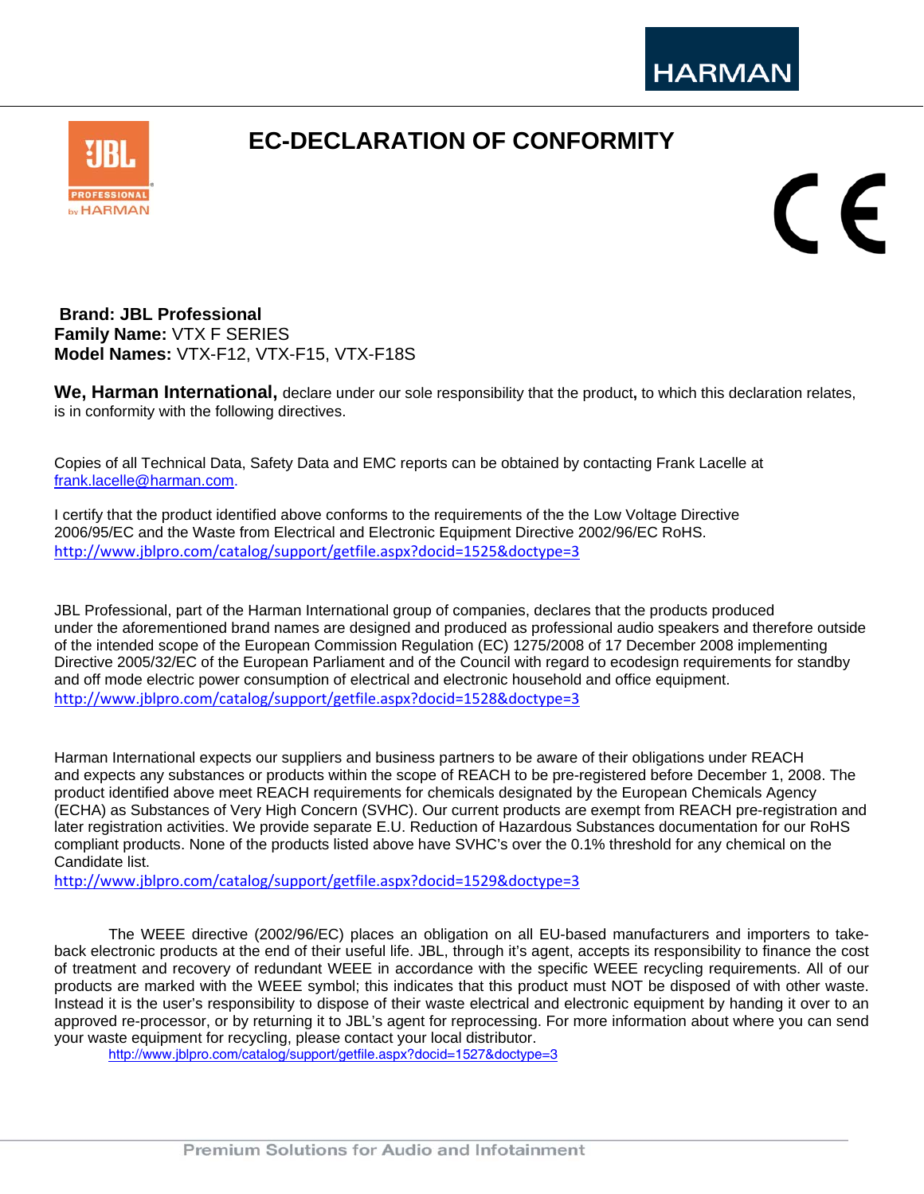# EC-DECLARATION OF CONFORMITY

**Brand: JBL Professional**
**Family Name:** VTX F SERIES
**Model Names:** VTX-F12, VTX-F15, VTX-F18S

**We, Harman International,** declare under our sole responsibility that the product**,** to which this declaration relates, is in conformity with the following directives.

Copies of all Technical Data, Safety Data and EMC reports can be obtained by contacting Frank Lacelle at frank.lacelle@harman.com.

I certify that the product identified above conforms to the requirements of the the Low Voltage Directive 2006/95/EC and the Waste from Electrical and Electronic Equipment Directive 2002/96/EC RoHS.
http://www.jblpro.com/catalog/support/getfile.aspx?docid=1525&doctype=3

JBL Professional, part of the Harman International group of companies, declares that the products produced under the aforementioned brand names are designed and produced as professional audio speakers and therefore outside of the intended scope of the European Commission Regulation (EC) 1275/2008 of 17 December 2008 implementing Directive 2005/32/EC of the European Parliament and of the Council with regard to ecodesign requirements for standby and off mode electric power consumption of electrical and electronic household and office equipment.
http://www.jblpro.com/catalog/support/getfile.aspx?docid=1528&doctype=3

Harman International expects our suppliers and business partners to be aware of their obligations under REACH and expects any substances or products within the scope of REACH to be pre-registered before December 1, 2008. The product identified above meet REACH requirements for chemicals designated by the European Chemicals Agency (ECHA) as Substances of Very High Concern (SVHC). Our current products are exempt from REACH pre-registration and later registration activities. We provide separate E.U. Reduction of Hazardous Substances documentation for our RoHS compliant products. None of the products listed above have SVHC's over the 0.1% threshold for any chemical on the Candidate list.
http://www.jblpro.com/catalog/support/getfile.aspx?docid=1529&doctype=3

The WEEE directive (2002/96/EC) places an obligation on all EU-based manufacturers and importers to take-back electronic products at the end of their useful life. JBL, through it's agent, accepts its responsibility to finance the cost of treatment and recovery of redundant WEEE in accordance with the specific WEEE recycling requirements. All of our products are marked with the WEEE symbol; this indicates that this product must NOT be disposed of with other waste. Instead it is the user's responsibility to dispose of their waste electrical and electronic equipment by handing it over to an approved re-processor, or by returning it to JBL's agent for reprocessing. For more information about where you can send your waste equipment for recycling, please contact your local distributor.
http://www.jblpro.com/catalog/support/getfile.aspx?docid=1527&doctype=3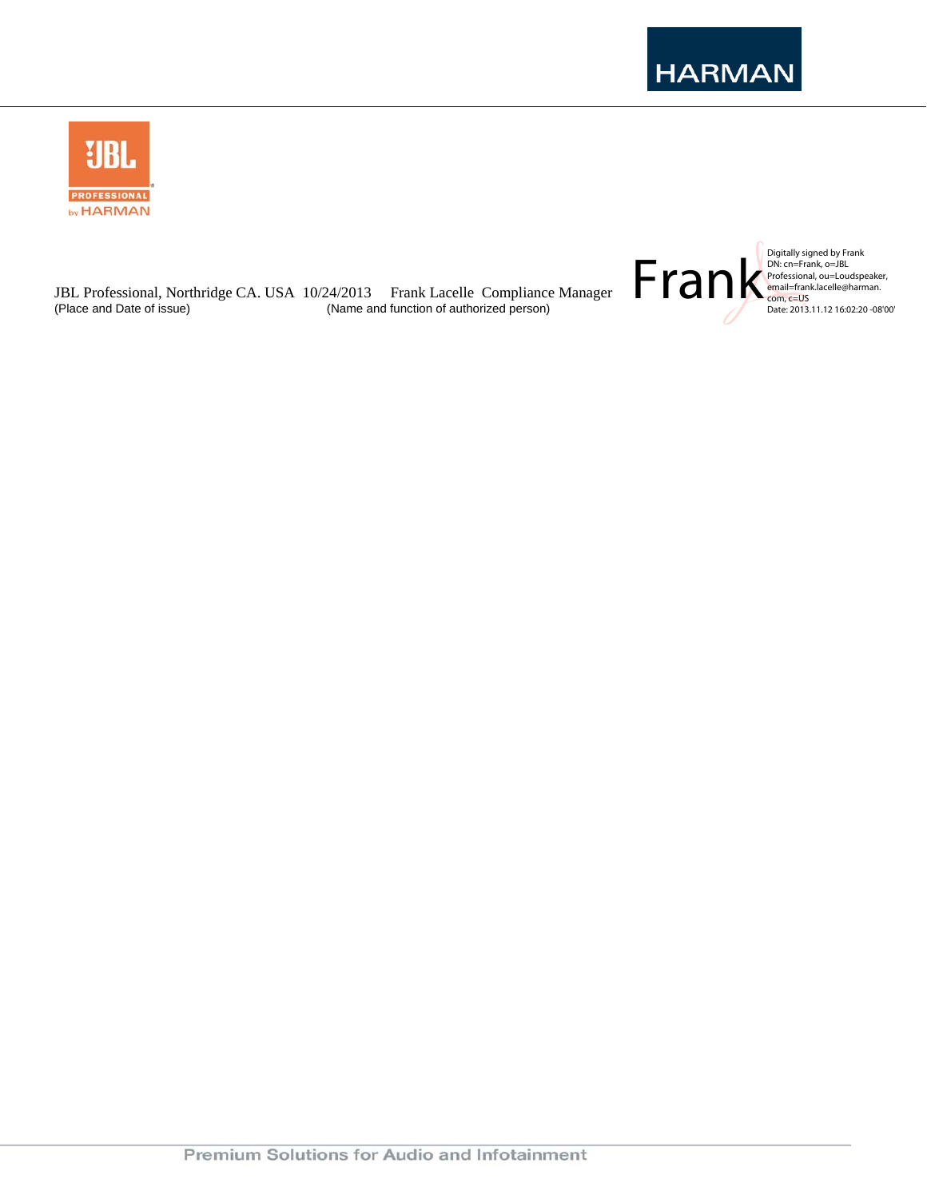JBL Professional, Northridge CA. USA 10/24/2013 Frank Lacelle Compliance Manager
(Place and Date of issue) (Name and function of authorized person)

Frank

Digitally signed by Frank
DN: cn=Frank, o=JBL Professional, ou=Loudspeaker, email=frank.lacelle@harman.com, c=US
Date: 2013.11.12 16:02:20 -08'00'

Premium Solutions for Audio and Infotainment